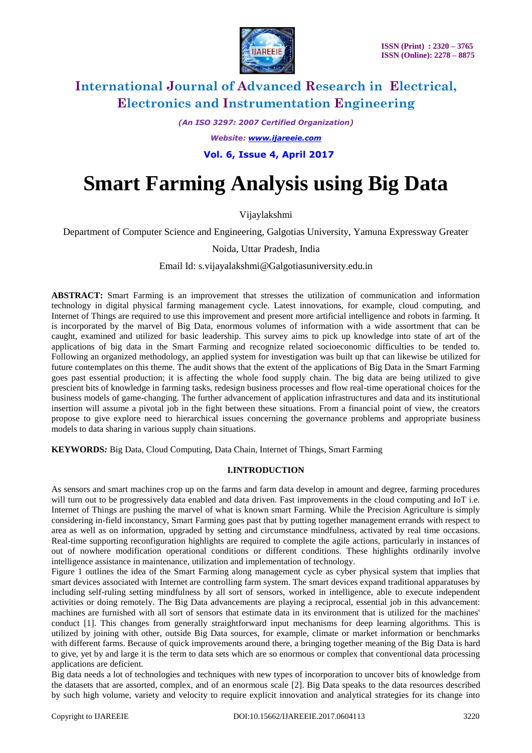# International Journal of Advanced Research in Electrical, Electronics and Instrumentation Engineering

*(An ISO 3297: 2007 Certified Organization)*

*Website: www.ijareeie.com*

**Vol. 6, Issue 4, April 2017**

# Smart Farming Analysis using Big Data

Vijaylakshmi

Department of Computer Science and Engineering, Galgotias University, Yamuna Expressway Greater Noida, Uttar Pradesh, India

Email Id: s.vijayalakshmi@Galgotiasuniversity.edu.in

**ABSTRACT:** Smart Farming is an improvement that stresses the utilization of communication and information technology in digital physical farming management cycle. Latest innovations, for example, cloud computing, and Internet of Things are required to use this improvement and present more artificial intelligence and robots in farming. It is incorporated by the marvel of Big Data, enormous volumes of information with a wide assortment that can be caught, examined and utilized for basic leadership. This survey aims to pick up knowledge into state of art of the applications of big data in the Smart Farming and recognize related socioeconomic difficulties to be tended to. Following an organized methodology, an applied system for investigation was built up that can likewise be utilized for future contemplates on this theme. The audit shows that the extent of the applications of Big Data in the Smart Farming goes past essential production; it is affecting the whole food supply chain. The big data are being utilized to give prescient bits of knowledge in farming tasks, redesign business processes and flow real-time operational choices for the business models of game-changing. The further advancement of application infrastructures and data and its institutional insertion will assume a pivotal job in the fight between these situations. From a financial point of view, the creators propose to give explore need to hierarchical issues concerning the governance problems and appropriate business models to data sharing in various supply chain situations.

**KEYWORDS***:* Big Data, Cloud Computing, Data Chain, Internet of Things, Smart Farming

## I.INTRODUCTION

As sensors and smart machines crop up on the farms and farm data develop in amount and degree, farming procedures will turn out to be progressively data enabled and data driven. Fast improvements in the cloud computing and IoT i.e. Internet of Things are pushing the marvel of what is known smart Farming. While the Precision Agriculture is simply considering in-field inconstancy, Smart Farming goes past that by putting together management errands with respect to area as well as on information, upgraded by setting and circumstance mindfulness, activated by real time occasions. Real-time supporting reconfiguration highlights are required to complete the agile actions, particularly in instances of out of nowhere modification operational conditions or different conditions. These highlights ordinarily involve intelligence assistance in maintenance, utilization and implementation of technology.

Figure 1 outlines the idea of the Smart Farming along management cycle as cyber physical system that implies that smart devices associated with Internet are controlling farm system. The smart devices expand traditional apparatuses by including self-ruling setting mindfulness by all sort of sensors, worked in intelligence, able to execute independent activities or doing remotely. The Big Data advancements are playing a reciprocal, essential job in this advancement: machines are furnished with all sort of sensors that estimate data in its environment that is utilized for the machines' conduct [1]. This changes from generally straightforward input mechanisms for deep learning algorithms. This is utilized by joining with other, outside Big Data sources, for example, climate or market information or benchmarks with different farms. Because of quick improvements around there, a bringing together meaning of the Big Data is hard to give, yet by and large it is the term to data sets which are so enormous or complex that conventional data processing applications are deficient.

Big data needs a lot of technologies and techniques with new types of incorporation to uncover bits of knowledge from the datasets that are assorted, complex, and of an enormous scale [2]. Big Data speaks to the data resources described by such high volume, variety and velocity to require explicit innovation and analytical strategies for its change into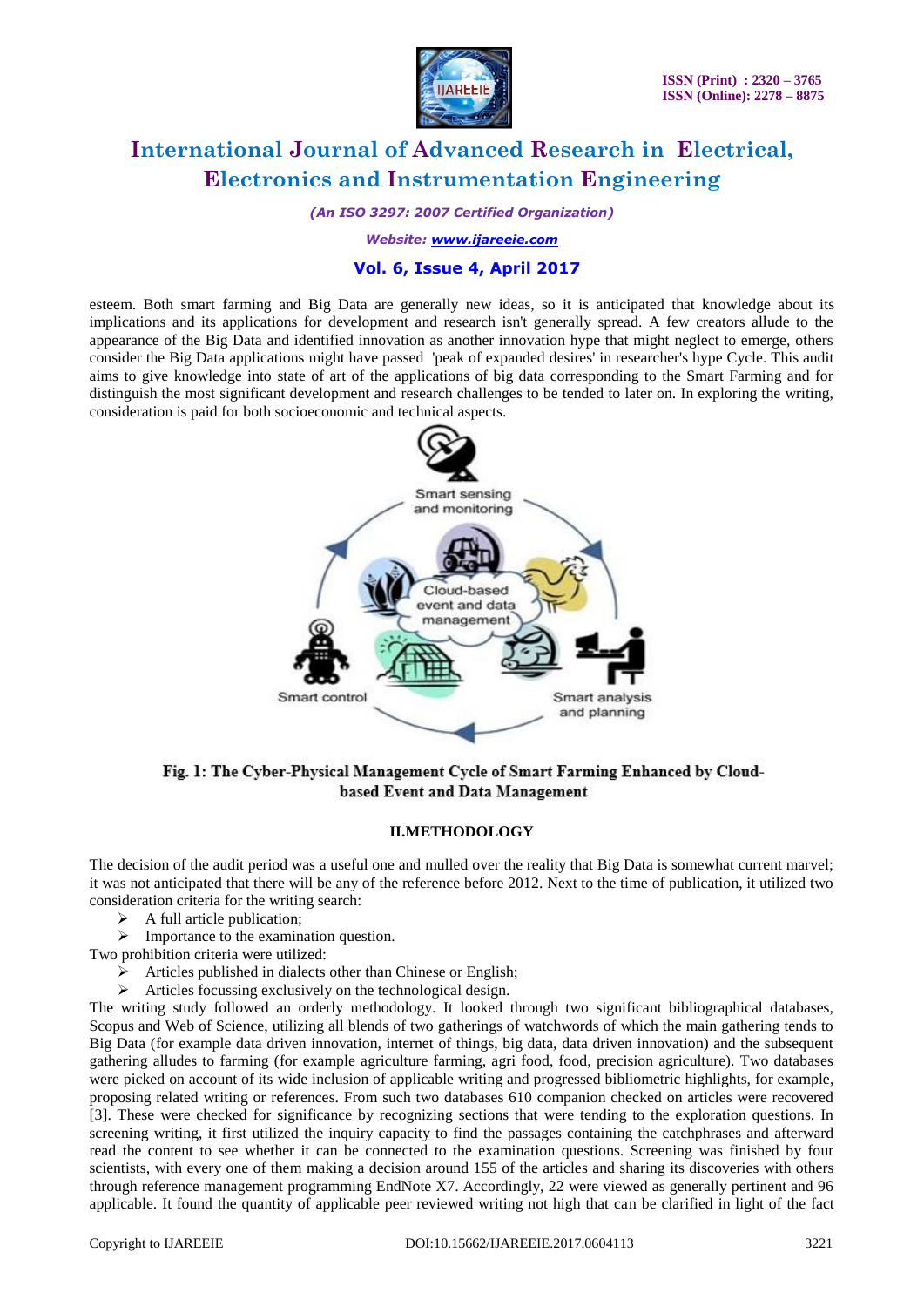esteem. Both smart farming and Big Data are generally new ideas, so it is anticipated that knowledge about its implications and its applications for development and research isn't generally spread. A few creators allude to the appearance of the Big Data and identified innovation as another innovation hype that might neglect to emerge, others consider the Big Data applications might have passed 'peak of expanded desires' in researcher's hype Cycle. This audit aims to give knowledge into state of art of the applications of big data corresponding to the Smart Farming and for distinguish the most significant development and research challenges to be tended to later on. In exploring the writing, consideration is paid for both socioeconomic and technical aspects.

**Fig. 1: The Cyber-Physical Management Cycle of Smart Farming Enhanced by Cloud-based Event and Data Management**

## II.METHODOLOGY

The decision of the audit period was a useful one and mulled over the reality that Big Data is somewhat current marvel; it was not anticipated that there will be any of the reference before 2012. Next to the time of publication, it utilized two consideration criteria for the writing search:

- A full article publication;
- Importance to the examination question.

Two prohibition criteria were utilized:

- Articles published in dialects other than Chinese or English;
- Articles focussing exclusively on the technological design.

The writing study followed an orderly methodology. It looked through two significant bibliographical databases, Scopus and Web of Science, utilizing all blends of two gatherings of watchwords of which the main gathering tends to Big Data (for example data driven innovation, internet of things, big data, data driven innovation) and the subsequent gathering alludes to farming (for example agriculture farming, agri food, food, precision agriculture). Two databases were picked on account of its wide inclusion of applicable writing and progressed bibliometric highlights, for example, proposing related writing or references. From such two databases 610 companion checked on articles were recovered [3]. These were checked for significance by recognizing sections that were tending to the exploration questions. In screening writing, it first utilized the inquiry capacity to find the passages containing the catchphrases and afterward read the content to see whether it can be connected to the examination questions. Screening was finished by four scientists, with every one of them making a decision around 155 of the articles and sharing its discoveries with others through reference management programming EndNote X7. Accordingly, 22 were viewed as generally pertinent and 96 applicable. It found the quantity of applicable peer reviewed writing not high that can be clarified in light of the fact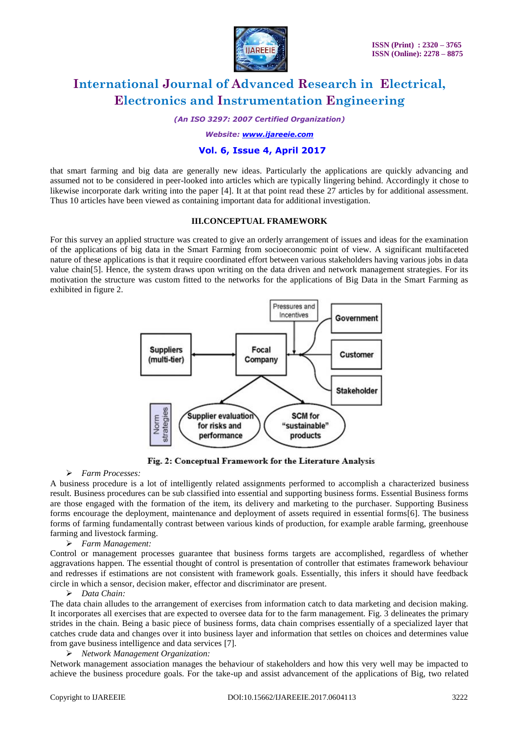that smart farming and big data are generally new ideas. Particularly the applications are quickly advancing and assumed not to be considered in peer-looked into articles which are typically lingering behind. Accordingly it chose to likewise incorporate dark writing into the paper [4]. It at that point read these 27 articles by for additional assessment. Thus 10 articles have been viewed as containing important data for additional investigation.

## III.CONCEPTUAL FRAMEWORK

For this survey an applied structure was created to give an orderly arrangement of issues and ideas for the examination of the applications of big data in the Smart Farming from socioeconomic point of view. A significant multifaceted nature of these applications is that it require coordinated effort between various stakeholders having various jobs in data value chain[5]. Hence, the system draws upon writing on the data driven and network management strategies. For its motivation the structure was custom fitted to the networks for the applications of Big Data in the Smart Farming as exhibited in figure 2.

**Fig. 2: Conceptual Framework for the Literature Analysis**

- *Farm Processes:*

A business procedure is a lot of intelligently related assignments performed to accomplish a characterized business result. Business procedures can be sub classified into essential and supporting business forms. Essential Business forms are those engaged with the formation of the item, its delivery and marketing to the purchaser. Supporting Business forms encourage the deployment, maintenance and deployment of assets required in essential forms[6]. The business forms of farming fundamentally contrast between various kinds of production, for example arable farming, greenhouse farming and livestock farming.

- *Farm Management:*

Control or management processes guarantee that business forms targets are accomplished, regardless of whether aggravations happen. The essential thought of control is presentation of controller that estimates framework behaviour and redresses if estimations are not consistent with framework goals. Essentially, this infers it should have feedback circle in which a sensor, decision maker, effector and discriminator are present.

- *Data Chain:*

The data chain alludes to the arrangement of exercises from information catch to data marketing and decision making. It incorporates all exercises that are expected to oversee data for to the farm management. Fig. 3 delineates the primary strides in the chain. Being a basic piece of business forms, data chain comprises essentially of a specialized layer that catches crude data and changes over it into business layer and information that settles on choices and determines value from gave business intelligence and data services [7].

- *Network Management Organization:*

Network management association manages the behaviour of stakeholders and how this very well may be impacted to achieve the business procedure goals. For the take-up and assist advancement of the applications of Big, two related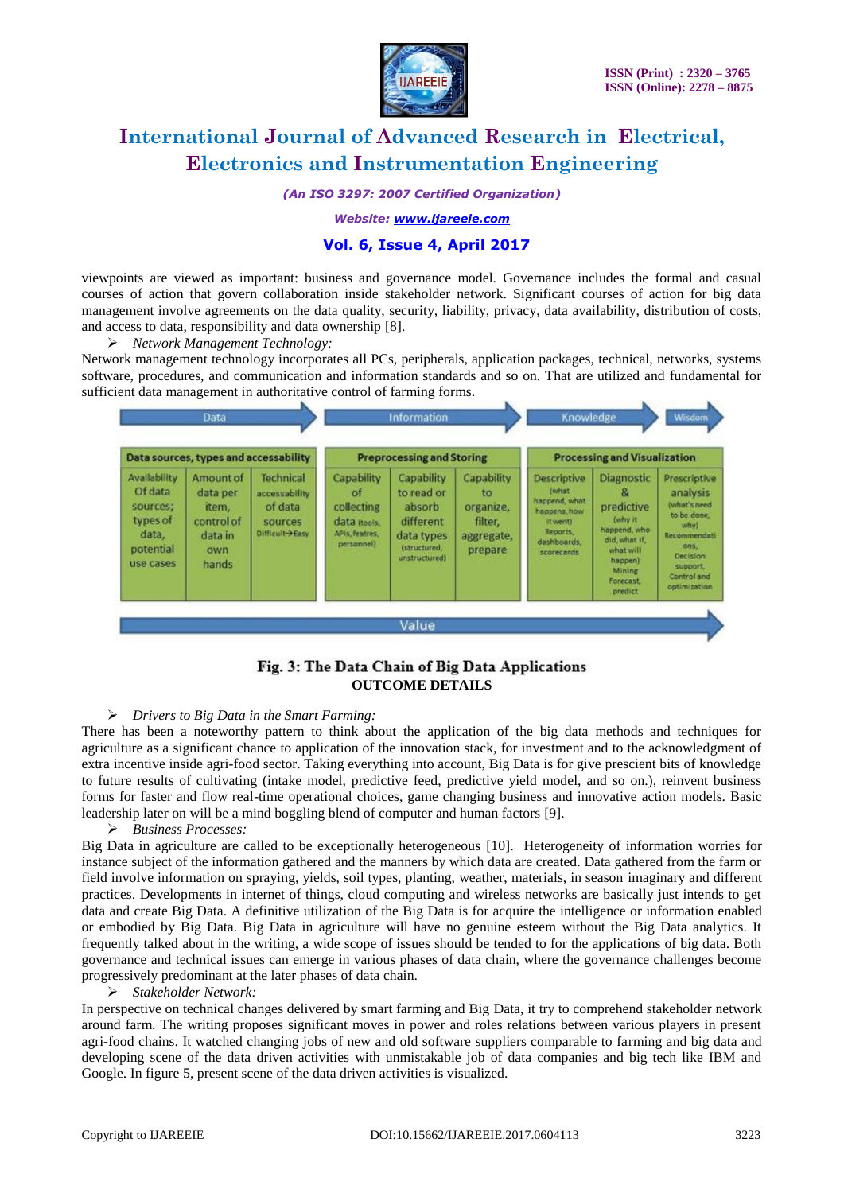viewpoints are viewed as important: business and governance model. Governance includes the formal and casual courses of action that govern collaboration inside stakeholder network. Significant courses of action for big data management involve agreements on the data quality, security, liability, privacy, data availability, distribution of costs, and access to data, responsibility and data ownership [8].

➢ *Network Management Technology:*

Network management technology incorporates all PCs, peripherals, application packages, technical, networks, systems software, procedures, and communication and information standards and so on. That are utilized and fundamental for sufficient data management in authoritative control of farming forms.

| Data | | | Information | | | Knowledge | | Wisdom |
|---|---|---|---|---|---|---|---|---|
| Data sources, types and accessability | | | Preprocessing and Storing | | | Processing and Visualization | | |
| Availability Of data sources; types of data, potential use cases | Amount of data per item, control of data in own hands | Technical accessability of data sources Difficult→Easy | Capability of collecting data (tools, APIs, featres, personnel) | Capability to read or absorb different data types (structured, unstructured) | Capability to organize, filter, aggregate, prepare | Descriptive (what happend, what happens, how it went) Reports, dashboards, scorecards | Diagnostic & predictive (why it happend, who did, what if, what will happen) Mining Forecast, predict | Prescriptive analysis (what's need to be done, why) Recommendations, Decision support, Control and optimization |
| Value | | | | | | | | |

**Fig. 3: The Data Chain of Big Data Applications**

**OUTCOME DETAILS**

➢ *Drivers to Big Data in the Smart Farming:*

There has been a noteworthy pattern to think about the application of the big data methods and techniques for agriculture as a significant chance to application of the innovation stack, for investment and to the acknowledgment of extra incentive inside agri-food sector. Taking everything into account, Big Data is for give prescient bits of knowledge to future results of cultivating (intake model, predictive feed, predictive yield model, and so on.), reinvent business forms for faster and flow real-time operational choices, game changing business and innovative action models. Basic leadership later on will be a mind boggling blend of computer and human factors [9].

➢ *Business Processes:*

Big Data in agriculture are called to be exceptionally heterogeneous [10]. Heterogeneity of information worries for instance subject of the information gathered and the manners by which data are created. Data gathered from the farm or field involve information on spraying, yields, soil types, planting, weather, materials, in season imaginary and different practices. Developments in internet of things, cloud computing and wireless networks are basically just intends to get data and create Big Data. A definitive utilization of the Big Data is for acquire the intelligence or information enabled or embodied by Big Data. Big Data in agriculture will have no genuine esteem without the Big Data analytics. It frequently talked about in the writing, a wide scope of issues should be tended to for the applications of big data. Both governance and technical issues can emerge in various phases of data chain, where the governance challenges become progressively predominant at the later phases of data chain.

➢ *Stakeholder Network:*

In perspective on technical changes delivered by smart farming and Big Data, it try to comprehend stakeholder network around farm. The writing proposes significant moves in power and roles relations between various players in present agri-food chains. It watched changing jobs of new and old software suppliers comparable to farming and big data and developing scene of the data driven activities with unmistakable job of data companies and big tech like IBM and Google. In figure 5, present scene of the data driven activities is visualized.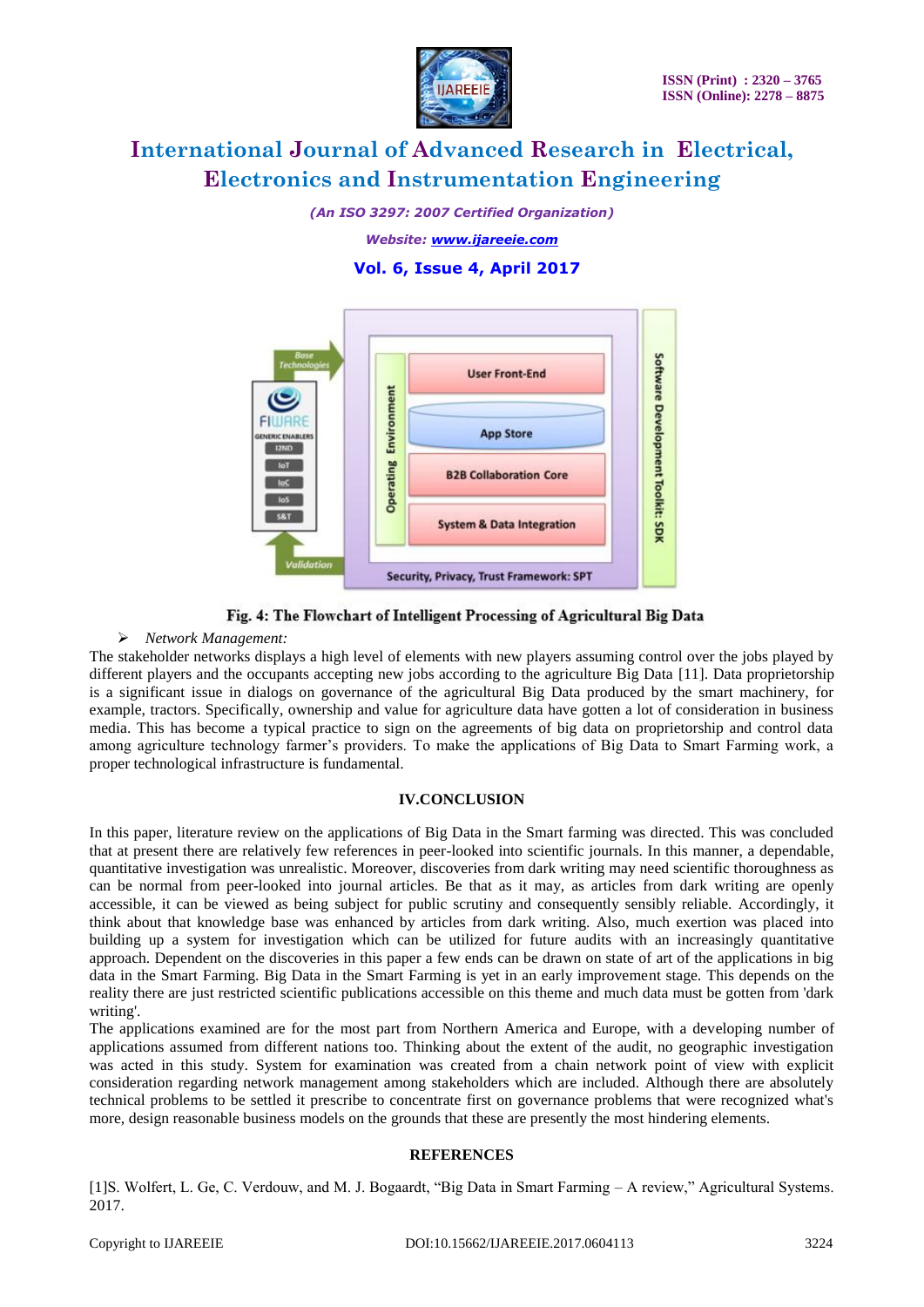Fig. 4: The Flowchart of Intelligent Processing of Agricultural Big Data

- *Network Management:*

The stakeholder networks displays a high level of elements with new players assuming control over the jobs played by different players and the occupants accepting new jobs according to the agriculture Big Data [11]. Data proprietorship is a significant issue in dialogs on governance of the agricultural Big Data produced by the smart machinery, for example, tractors. Specifically, ownership and value for agriculture data have gotten a lot of consideration in business media. This has become a typical practice to sign on the agreements of big data on proprietorship and control data among agriculture technology farmer's providers. To make the applications of Big Data to Smart Farming work, a proper technological infrastructure is fundamental.

## IV.CONCLUSION

In this paper, literature review on the applications of Big Data in the Smart farming was directed. This was concluded that at present there are relatively few references in peer-looked into scientific journals. In this manner, a dependable, quantitative investigation was unrealistic. Moreover, discoveries from dark writing may need scientific thoroughness as can be normal from peer-looked into journal articles. Be that as it may, as articles from dark writing are openly accessible, it can be viewed as being subject for public scrutiny and consequently sensibly reliable. Accordingly, it think about that knowledge base was enhanced by articles from dark writing. Also, much exertion was placed into building up a system for investigation which can be utilized for future audits with an increasingly quantitative approach. Dependent on the discoveries in this paper a few ends can be drawn on state of art of the applications in big data in the Smart Farming. Big Data in the Smart Farming is yet in an early improvement stage. This depends on the reality there are just restricted scientific publications accessible on this theme and much data must be gotten from 'dark writing'.

The applications examined are for the most part from Northern America and Europe, with a developing number of applications assumed from different nations too. Thinking about the extent of the audit, no geographic investigation was acted in this study. System for examination was created from a chain network point of view with explicit consideration regarding network management among stakeholders which are included. Although there are absolutely technical problems to be settled it prescribe to concentrate first on governance problems that were recognized what's more, design reasonable business models on the grounds that these are presently the most hindering elements.

## REFERENCES

[1]S. Wolfert, L. Ge, C. Verdouw, and M. J. Bogaardt, "Big Data in Smart Farming – A review," Agricultural Systems. 2017.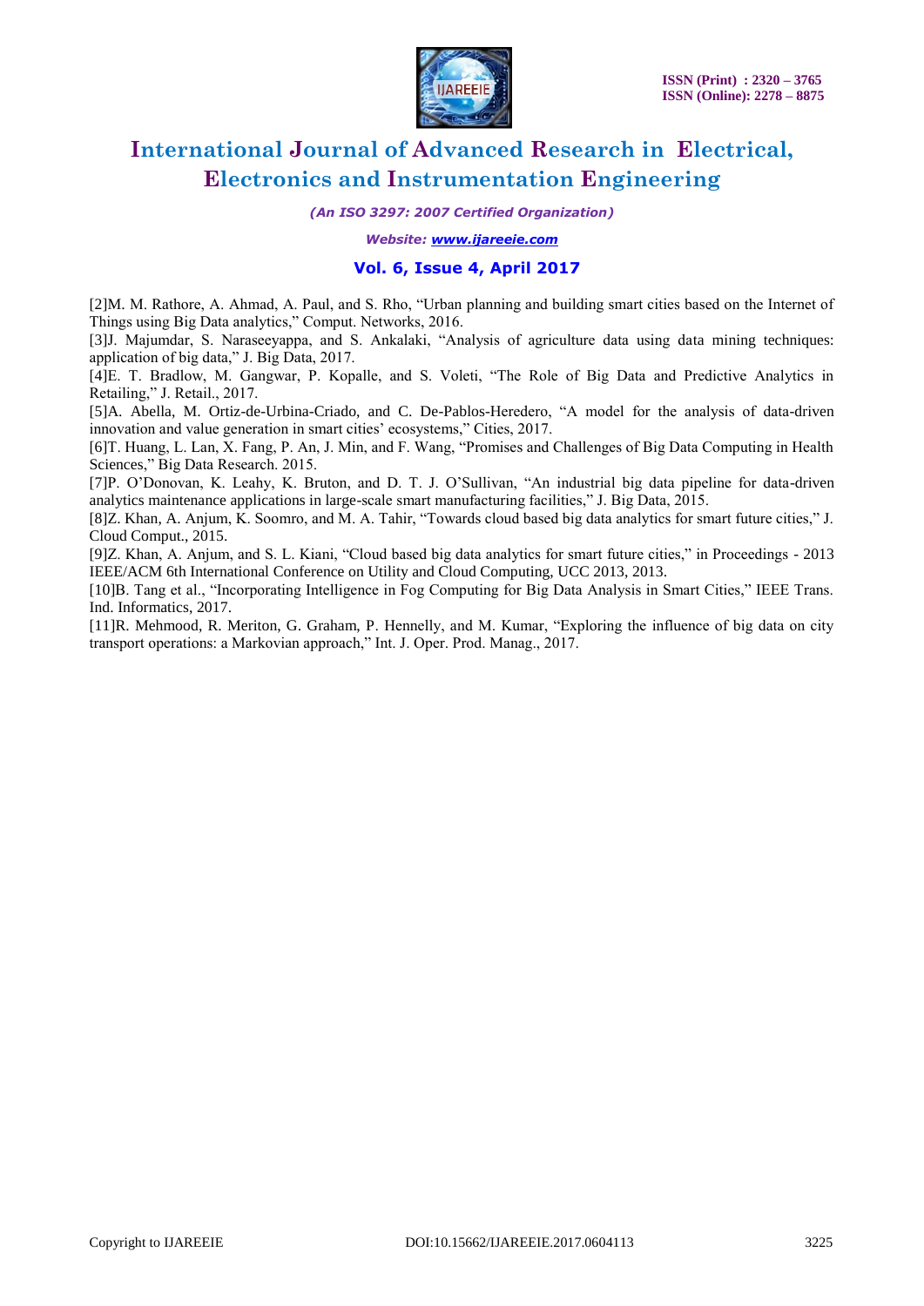[2]M. M. Rathore, A. Ahmad, A. Paul, and S. Rho, “Urban planning and building smart cities based on the Internet of Things using Big Data analytics,” Comput. Networks, 2016.

[3]J. Majumdar, S. Naraseeyappa, and S. Ankalaki, “Analysis of agriculture data using data mining techniques: application of big data,” J. Big Data, 2017.

[4]E. T. Bradlow, M. Gangwar, P. Kopalle, and S. Voleti, “The Role of Big Data and Predictive Analytics in Retailing,” J. Retail., 2017.

[5]A. Abella, M. Ortiz-de-Urbina-Criado, and C. De-Pablos-Heredero, “A model for the analysis of data-driven innovation and value generation in smart cities’ ecosystems,” Cities, 2017.

[6]T. Huang, L. Lan, X. Fang, P. An, J. Min, and F. Wang, “Promises and Challenges of Big Data Computing in Health Sciences,” Big Data Research. 2015.

[7]P. O’Donovan, K. Leahy, K. Bruton, and D. T. J. O’Sullivan, “An industrial big data pipeline for data-driven analytics maintenance applications in large-scale smart manufacturing facilities,” J. Big Data, 2015.

[8]Z. Khan, A. Anjum, K. Soomro, and M. A. Tahir, “Towards cloud based big data analytics for smart future cities,” J. Cloud Comput., 2015.

[9]Z. Khan, A. Anjum, and S. L. Kiani, “Cloud based big data analytics for smart future cities,” in Proceedings - 2013 IEEE/ACM 6th International Conference on Utility and Cloud Computing, UCC 2013, 2013.

[10]B. Tang et al., “Incorporating Intelligence in Fog Computing for Big Data Analysis in Smart Cities,” IEEE Trans. Ind. Informatics, 2017.

[11]R. Mehmood, R. Meriton, G. Graham, P. Hennelly, and M. Kumar, “Exploring the influence of big data on city transport operations: a Markovian approach,” Int. J. Oper. Prod. Manag., 2017.